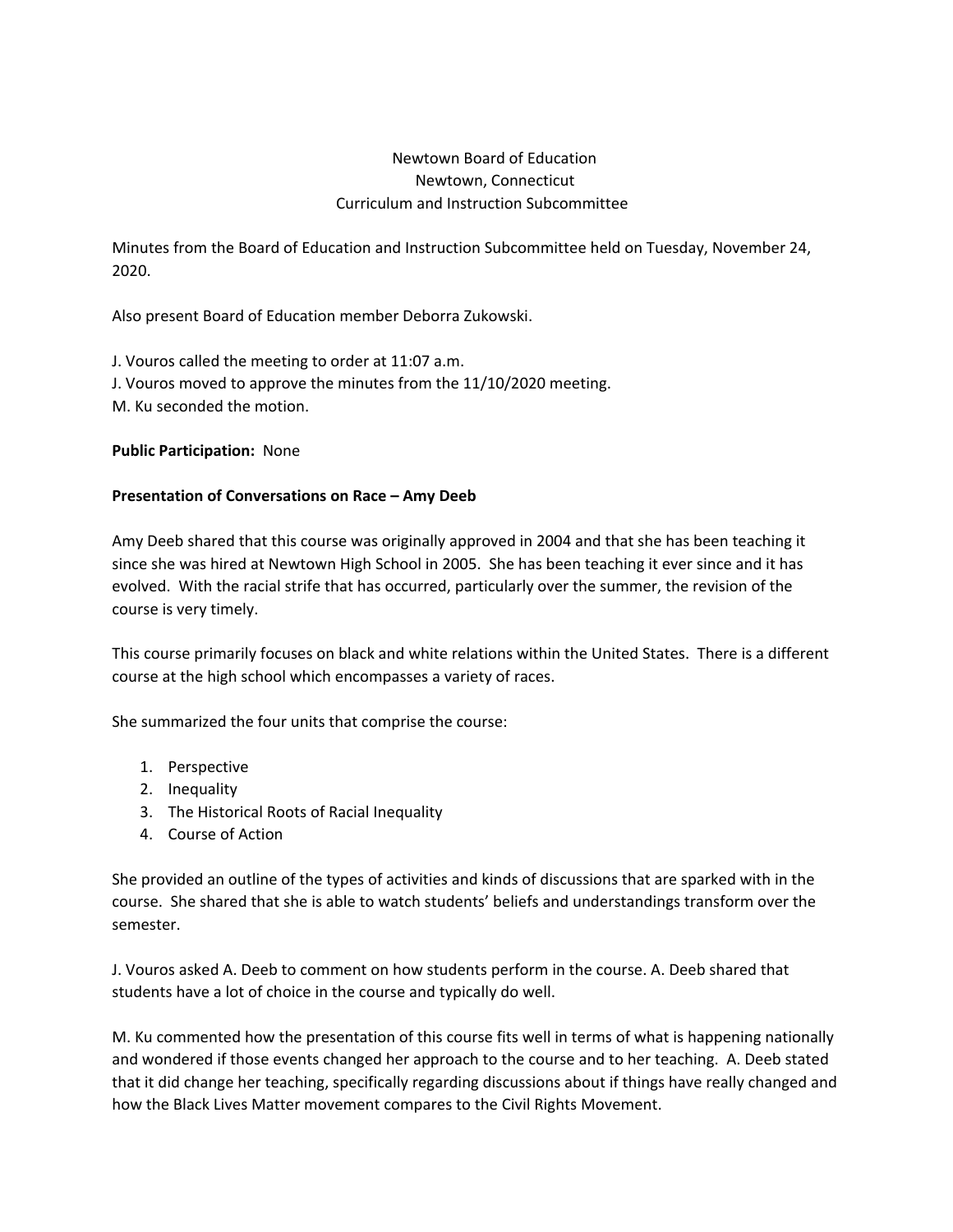Newtown Board of Education
Newtown, Connecticut
Curriculum and Instruction Subcommittee

Minutes from the Board of Education and Instruction Subcommittee held on Tuesday, November 24, 2020.

Also present Board of Education member Deborra Zukowski.

J. Vouros called the meeting to order at 11:07 a.m.
J. Vouros moved to approve the minutes from the 11/10/2020 meeting.
M. Ku seconded the motion.

**Public Participation:** None

**Presentation of Conversations on Race – Amy Deeb**

Amy Deeb shared that this course was originally approved in 2004 and that she has been teaching it since she was hired at Newtown High School in 2005. She has been teaching it ever since and it has evolved. With the racial strife that has occurred, particularly over the summer, the revision of the course is very timely.

This course primarily focuses on black and white relations within the United States. There is a different course at the high school which encompasses a variety of races.

She summarized the four units that comprise the course:

1. Perspective
2. Inequality
3. The Historical Roots of Racial Inequality
4. Course of Action

She provided an outline of the types of activities and kinds of discussions that are sparked with in the course. She shared that she is able to watch students' beliefs and understandings transform over the semester.

J. Vouros asked A. Deeb to comment on how students perform in the course. A. Deeb shared that students have a lot of choice in the course and typically do well.

M. Ku commented how the presentation of this course fits well in terms of what is happening nationally and wondered if those events changed her approach to the course and to her teaching. A. Deeb stated that it did change her teaching, specifically regarding discussions about if things have really changed and how the Black Lives Matter movement compares to the Civil Rights Movement.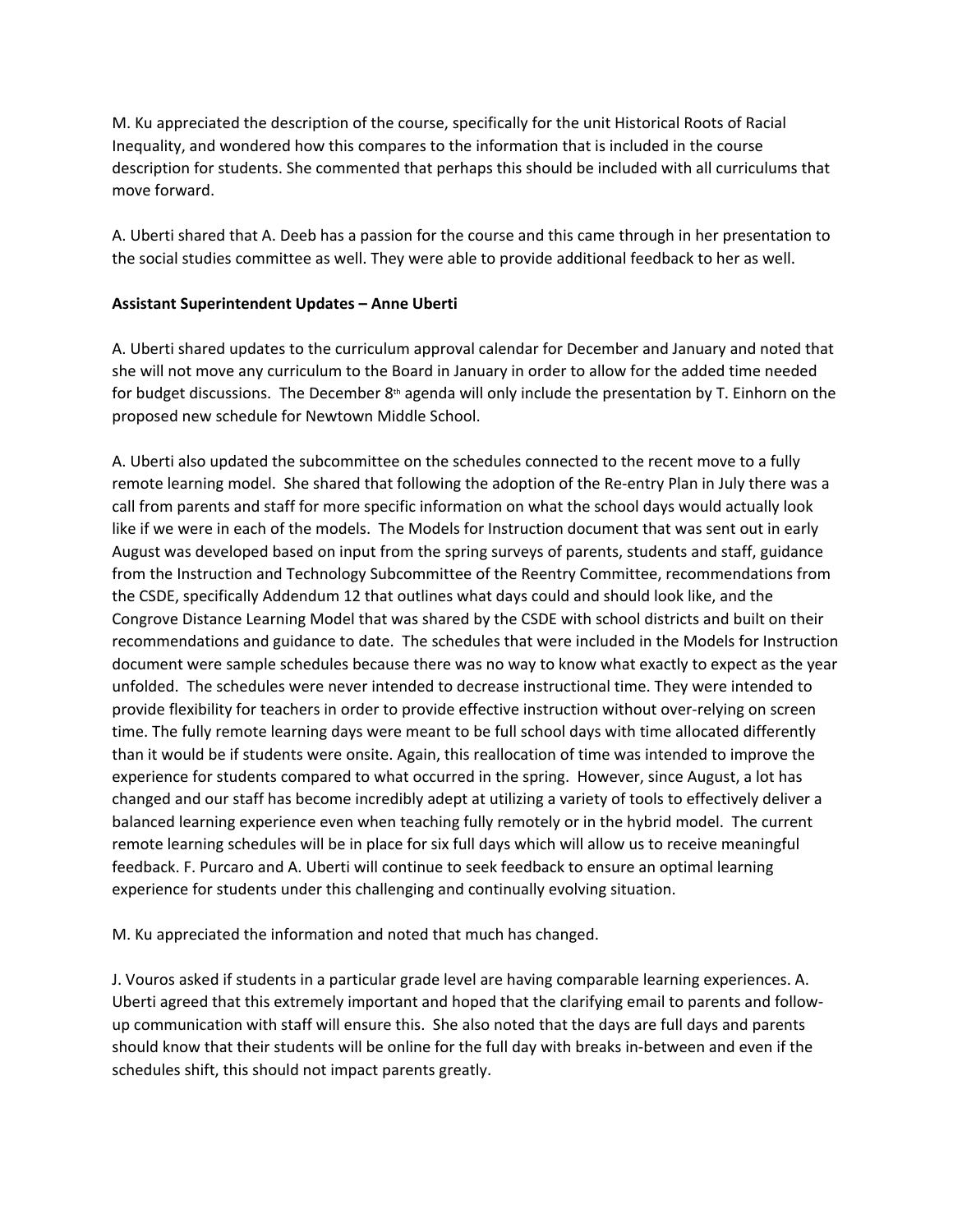M. Ku appreciated the description of the course, specifically for the unit Historical Roots of Racial Inequality, and wondered how this compares to the information that is included in the course description for students. She commented that perhaps this should be included with all curriculums that move forward.

A. Uberti shared that A. Deeb has a passion for the course and this came through in her presentation to the social studies committee as well. They were able to provide additional feedback to her as well.

**Assistant Superintendent Updates – Anne Uberti**

A. Uberti shared updates to the curriculum approval calendar for December and January and noted that she will not move any curriculum to the Board in January in order to allow for the added time needed for budget discussions. The December 8th agenda will only include the presentation by T. Einhorn on the proposed new schedule for Newtown Middle School.

A. Uberti also updated the subcommittee on the schedules connected to the recent move to a fully remote learning model. She shared that following the adoption of the Re-entry Plan in July there was a call from parents and staff for more specific information on what the school days would actually look like if we were in each of the models. The Models for Instruction document that was sent out in early August was developed based on input from the spring surveys of parents, students and staff, guidance from the Instruction and Technology Subcommittee of the Reentry Committee, recommendations from the CSDE, specifically Addendum 12 that outlines what days could and should look like, and the Congrove Distance Learning Model that was shared by the CSDE with school districts and built on their recommendations and guidance to date. The schedules that were included in the Models for Instruction document were sample schedules because there was no way to know what exactly to expect as the year unfolded. The schedules were never intended to decrease instructional time. They were intended to provide flexibility for teachers in order to provide effective instruction without over-relying on screen time. The fully remote learning days were meant to be full school days with time allocated differently than it would be if students were onsite. Again, this reallocation of time was intended to improve the experience for students compared to what occurred in the spring. However, since August, a lot has changed and our staff has become incredibly adept at utilizing a variety of tools to effectively deliver a balanced learning experience even when teaching fully remotely or in the hybrid model. The current remote learning schedules will be in place for six full days which will allow us to receive meaningful feedback. F. Purcaro and A. Uberti will continue to seek feedback to ensure an optimal learning experience for students under this challenging and continually evolving situation.

M. Ku appreciated the information and noted that much has changed.

J. Vouros asked if students in a particular grade level are having comparable learning experiences. A. Uberti agreed that this extremely important and hoped that the clarifying email to parents and follow-up communication with staff will ensure this. She also noted that the days are full days and parents should know that their students will be online for the full day with breaks in-between and even if the schedules shift, this should not impact parents greatly.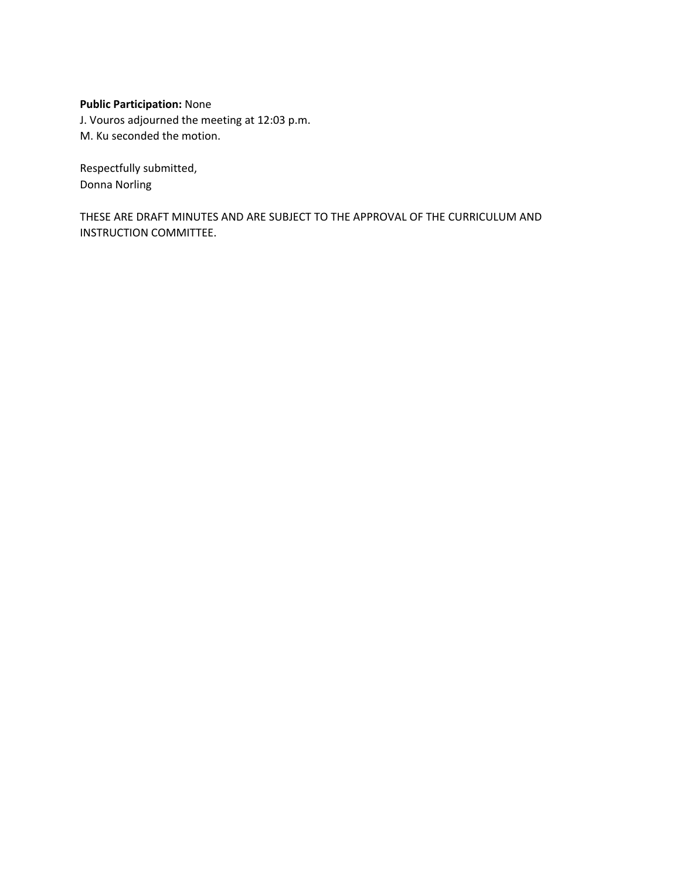**Public Participation:** None
J. Vouros adjourned the meeting at 12:03 p.m.
M. Ku seconded the motion.

Respectfully submitted,
Donna Norling

THESE ARE DRAFT MINUTES AND ARE SUBJECT TO THE APPROVAL OF THE CURRICULUM AND INSTRUCTION COMMITTEE.